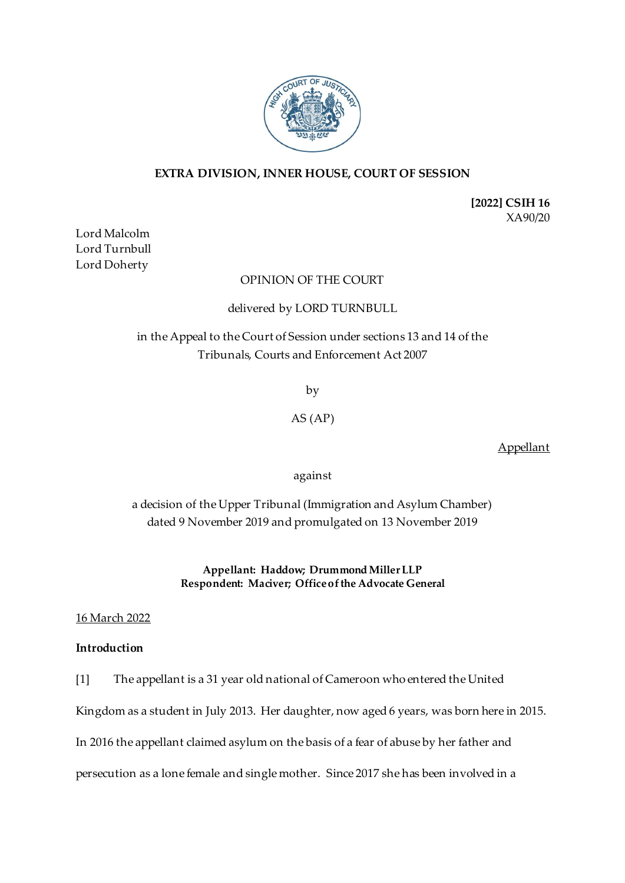**EXTRA DIVISION, INNER HOUSE, COURT OF SESSION**

**[2022] CSIH 16**
XA90/20

Lord Malcolm
Lord Turnbull
Lord Doherty

OPINION OF THE COURT

delivered by LORD TURNBULL

in the Appeal to the Court of Session under sections 13 and 14 of the Tribunals, Courts and Enforcement Act 2007

by

AS (AP)

Appellant

against

a decision of the Upper Tribunal (Immigration and Asylum Chamber) dated 9 November 2019 and promulgated on 13 November 2019

**Appellant: Haddow; Drummond Miller LLP**
**Respondent: Maciver; Office of the Advocate General**

16 March 2022

**Introduction**

[1] The appellant is a 31 year old national of Cameroon who entered the United Kingdom as a student in July 2013. Her daughter, now aged 6 years, was born here in 2015. In 2016 the appellant claimed asylum on the basis of a fear of abuse by her father and persecution as a lone female and single mother. Since 2017 she has been involved in a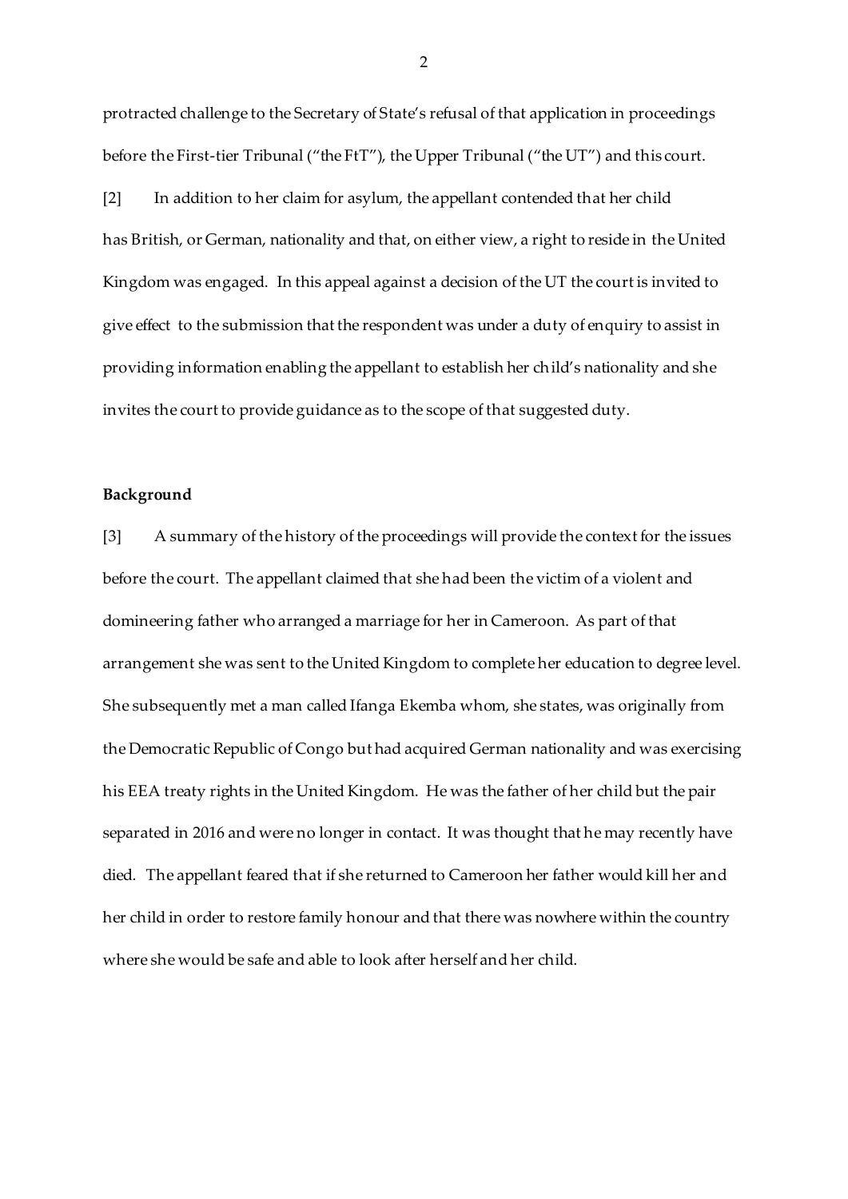protracted challenge to the Secretary of State's refusal of that application in proceedings before the First-tier Tribunal ("the FtT"), the Upper Tribunal ("the UT") and this court.

[2] In addition to her claim for asylum, the appellant contended that her child has British, or German, nationality and that, on either view, a right to reside in the United Kingdom was engaged. In this appeal against a decision of the UT the court is invited to give effect to the submission that the respondent was under a duty of enquiry to assist in providing information enabling the appellant to establish her child's nationality and she invites the court to provide guidance as to the scope of that suggested duty.

**Background**

[3] A summary of the history of the proceedings will provide the context for the issues before the court. The appellant claimed that she had been the victim of a violent and domineering father who arranged a marriage for her in Cameroon. As part of that arrangement she was sent to the United Kingdom to complete her education to degree level. She subsequently met a man called Ifanga Ekemba whom, she states, was originally from the Democratic Republic of Congo but had acquired German nationality and was exercising his EEA treaty rights in the United Kingdom. He was the father of her child but the pair separated in 2016 and were no longer in contact. It was thought that he may recently have died. The appellant feared that if she returned to Cameroon her father would kill her and her child in order to restore family honour and that there was nowhere within the country where she would be safe and able to look after herself and her child.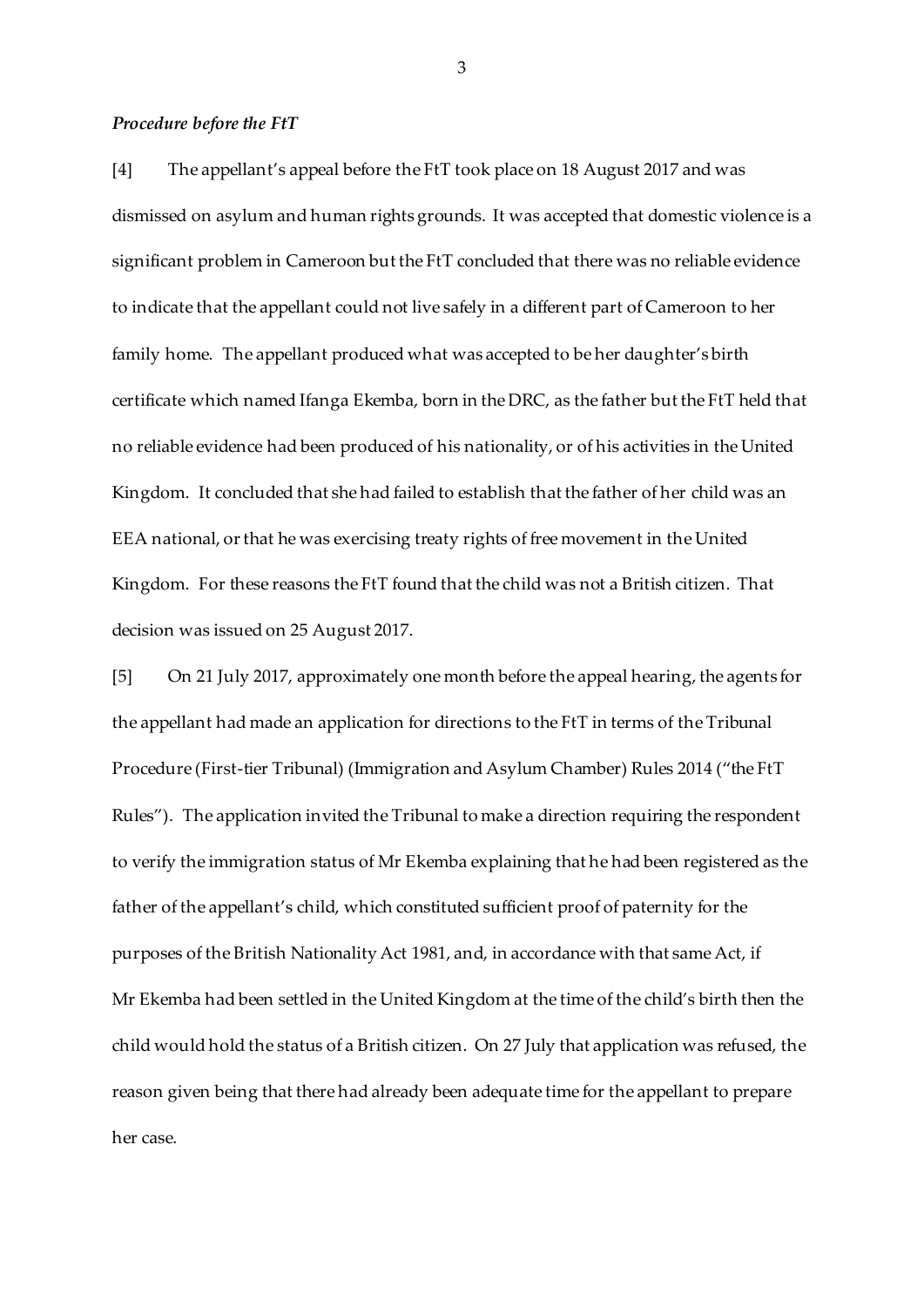### *Procedure before the FtT*

[4] The appellant's appeal before the FtT took place on 18 August 2017 and was dismissed on asylum and human rights grounds. It was accepted that domestic violence is a significant problem in Cameroon but the FtT concluded that there was no reliable evidence to indicate that the appellant could not live safely in a different part of Cameroon to her family home. The appellant produced what was accepted to be her daughter's birth certificate which named Ifanga Ekemba, born in the DRC, as the father but the FtT held that no reliable evidence had been produced of his nationality, or of his activities in the United Kingdom. It concluded that she had failed to establish that the father of her child was an EEA national, or that he was exercising treaty rights of free movement in the United Kingdom. For these reasons the FtT found that the child was not a British citizen. That decision was issued on 25 August 2017.

[5] On 21 July 2017, approximately one month before the appeal hearing, the agents for the appellant had made an application for directions to the FtT in terms of the Tribunal Procedure (First-tier Tribunal) (Immigration and Asylum Chamber) Rules 2014 ("the FtT Rules"). The application invited the Tribunal to make a direction requiring the respondent to verify the immigration status of Mr Ekemba explaining that he had been registered as the father of the appellant's child, which constituted sufficient proof of paternity for the purposes of the British Nationality Act 1981, and, in accordance with that same Act, if Mr Ekemba had been settled in the United Kingdom at the time of the child's birth then the child would hold the status of a British citizen. On 27 July that application was refused, the reason given being that there had already been adequate time for the appellant to prepare her case.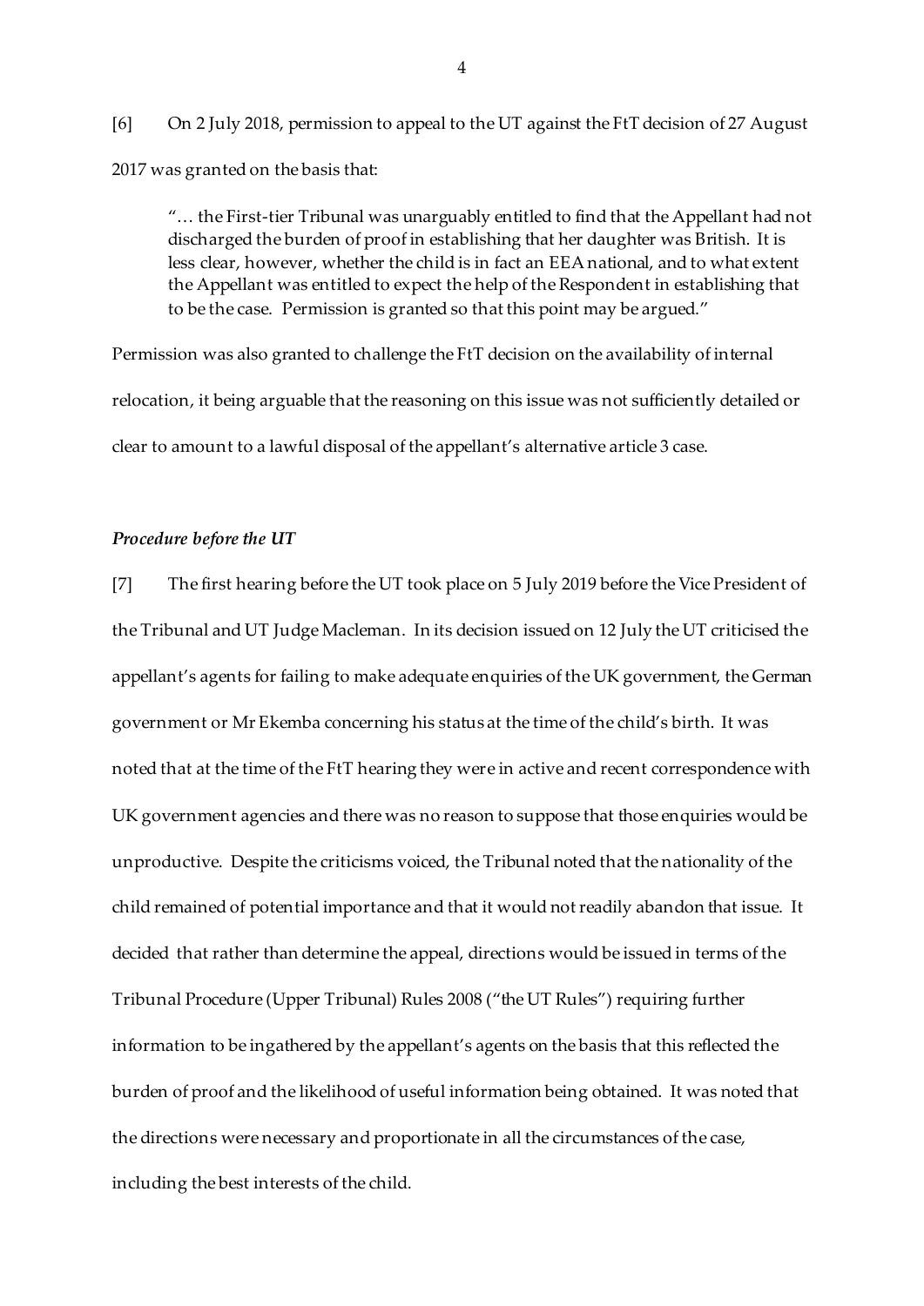[6] On 2 July 2018, permission to appeal to the UT against the FtT decision of 27 August 2017 was granted on the basis that:

> "… the First-tier Tribunal was unarguably entitled to find that the Appellant had not discharged the burden of proof in establishing that her daughter was British. It is less clear, however, whether the child is in fact an EEA national, and to what extent the Appellant was entitled to expect the help of the Respondent in establishing that to be the case. Permission is granted so that this point may be argued."

Permission was also granted to challenge the FtT decision on the availability of internal relocation, it being arguable that the reasoning on this issue was not sufficiently detailed or clear to amount to a lawful disposal of the appellant's alternative article 3 case.

***Procedure before the UT***

[7] The first hearing before the UT took place on 5 July 2019 before the Vice President of the Tribunal and UT Judge Macleman. In its decision issued on 12 July the UT criticised the appellant's agents for failing to make adequate enquiries of the UK government, the German government or Mr Ekemba concerning his status at the time of the child's birth. It was noted that at the time of the FtT hearing they were in active and recent correspondence with UK government agencies and there was no reason to suppose that those enquiries would be unproductive. Despite the criticisms voiced, the Tribunal noted that the nationality of the child remained of potential importance and that it would not readily abandon that issue. It decided that rather than determine the appeal, directions would be issued in terms of the Tribunal Procedure (Upper Tribunal) Rules 2008 ("the UT Rules") requiring further information to be ingathered by the appellant's agents on the basis that this reflected the burden of proof and the likelihood of useful information being obtained. It was noted that the directions were necessary and proportionate in all the circumstances of the case, including the best interests of the child.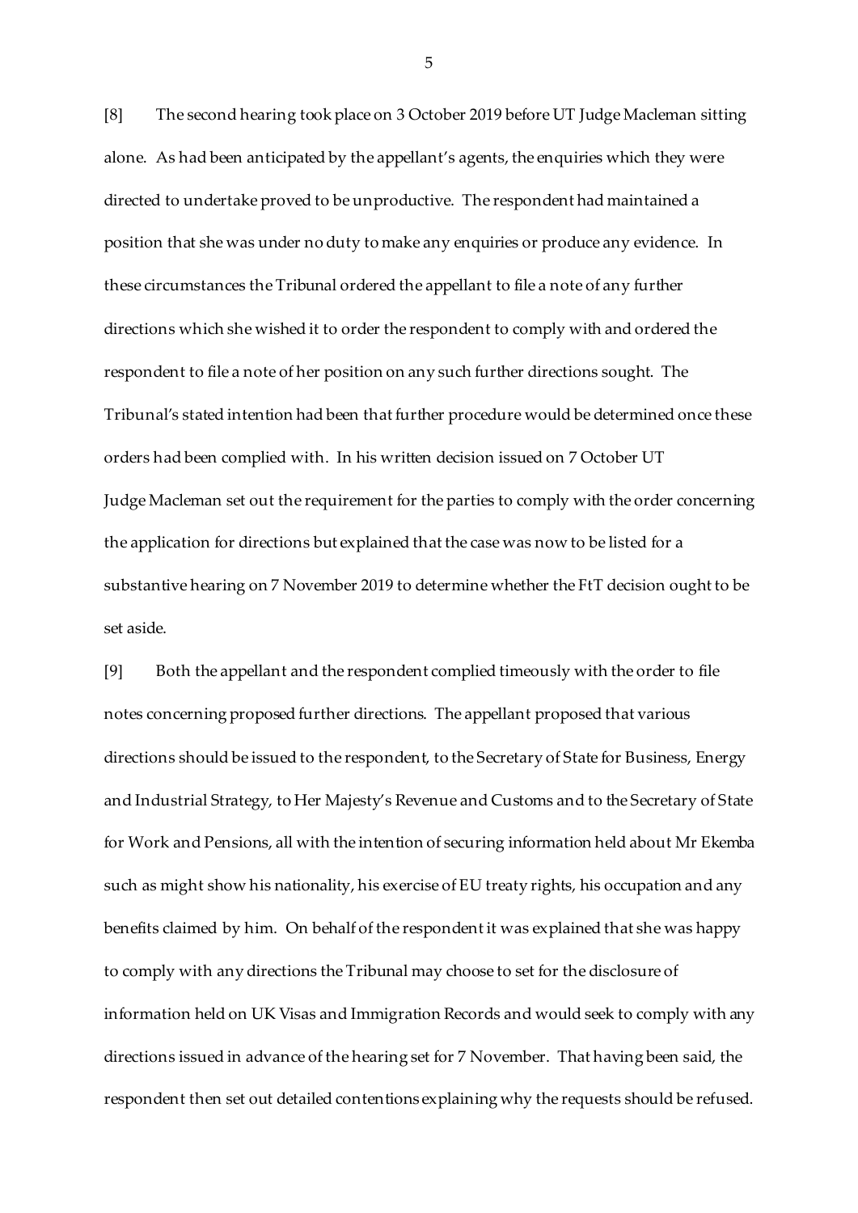[8] The second hearing took place on 3 October 2019 before UT Judge Macleman sitting alone. As had been anticipated by the appellant's agents, the enquiries which they were directed to undertake proved to be unproductive. The respondent had maintained a position that she was under no duty to make any enquiries or produce any evidence. In these circumstances the Tribunal ordered the appellant to file a note of any further directions which she wished it to order the respondent to comply with and ordered the respondent to file a note of her position on any such further directions sought. The Tribunal's stated intention had been that further procedure would be determined once these orders had been complied with. In his written decision issued on 7 October UT Judge Macleman set out the requirement for the parties to comply with the order concerning the application for directions but explained that the case was now to be listed for a substantive hearing on 7 November 2019 to determine whether the FtT decision ought to be set aside.

[9] Both the appellant and the respondent complied timeously with the order to file notes concerning proposed further directions. The appellant proposed that various directions should be issued to the respondent, to the Secretary of State for Business, Energy and Industrial Strategy, to Her Majesty's Revenue and Customs and to the Secretary of State for Work and Pensions, all with the intention of securing information held about Mr Ekemba such as might show his nationality, his exercise of EU treaty rights, his occupation and any benefits claimed by him. On behalf of the respondent it was explained that she was happy to comply with any directions the Tribunal may choose to set for the disclosure of information held on UK Visas and Immigration Records and would seek to comply with any directions issued in advance of the hearing set for 7 November. That having been said, the respondent then set out detailed contentions explaining why the requests should be refused.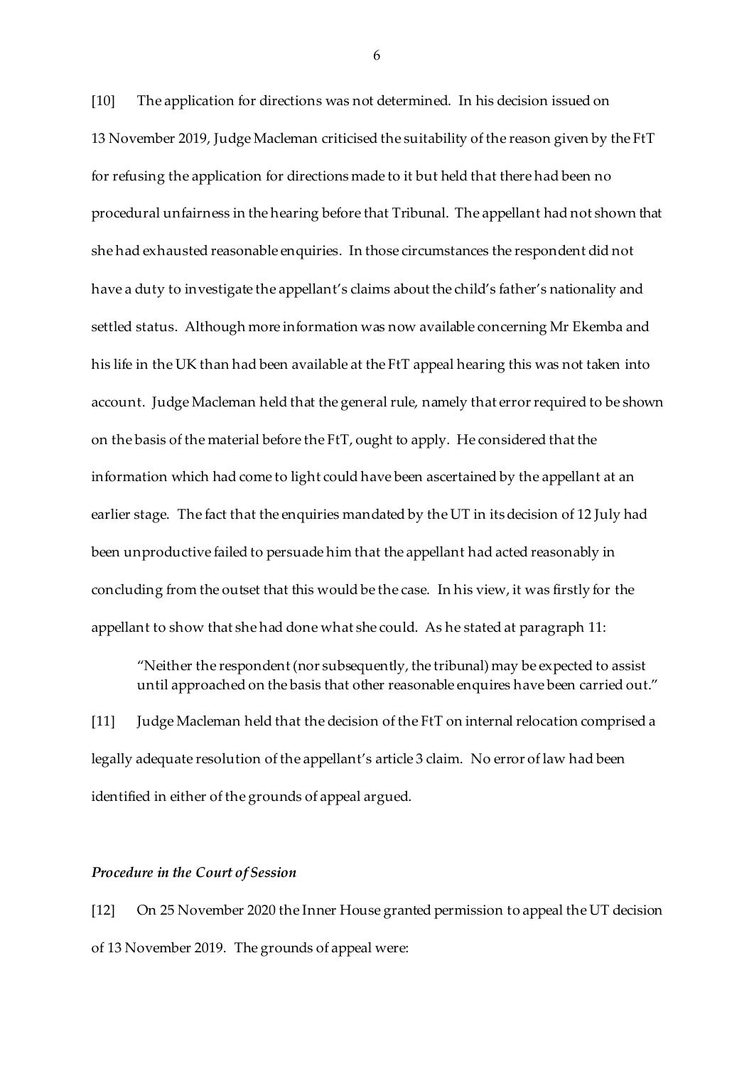[10] The application for directions was not determined. In his decision issued on 13 November 2019, Judge Macleman criticised the suitability of the reason given by the FtT for refusing the application for directions made to it but held that there had been no procedural unfairness in the hearing before that Tribunal. The appellant had not shown that she had exhausted reasonable enquiries. In those circumstances the respondent did not have a duty to investigate the appellant's claims about the child's father's nationality and settled status. Although more information was now available concerning Mr Ekemba and his life in the UK than had been available at the FtT appeal hearing this was not taken into account. Judge Macleman held that the general rule, namely that error required to be shown on the basis of the material before the FtT, ought to apply. He considered that the information which had come to light could have been ascertained by the appellant at an earlier stage. The fact that the enquiries mandated by the UT in its decision of 12 July had been unproductive failed to persuade him that the appellant had acted reasonably in concluding from the outset that this would be the case. In his view, it was firstly for the appellant to show that she had done what she could. As he stated at paragraph 11:

> "Neither the respondent (nor subsequently, the tribunal) may be expected to assist until approached on the basis that other reasonable enquires have been carried out."

[11] Judge Macleman held that the decision of the FtT on internal relocation comprised a legally adequate resolution of the appellant's article 3 claim. No error of law had been identified in either of the grounds of appeal argued.

### *Procedure in the Court of Session*

[12] On 25 November 2020 the Inner House granted permission to appeal the UT decision of 13 November 2019. The grounds of appeal were: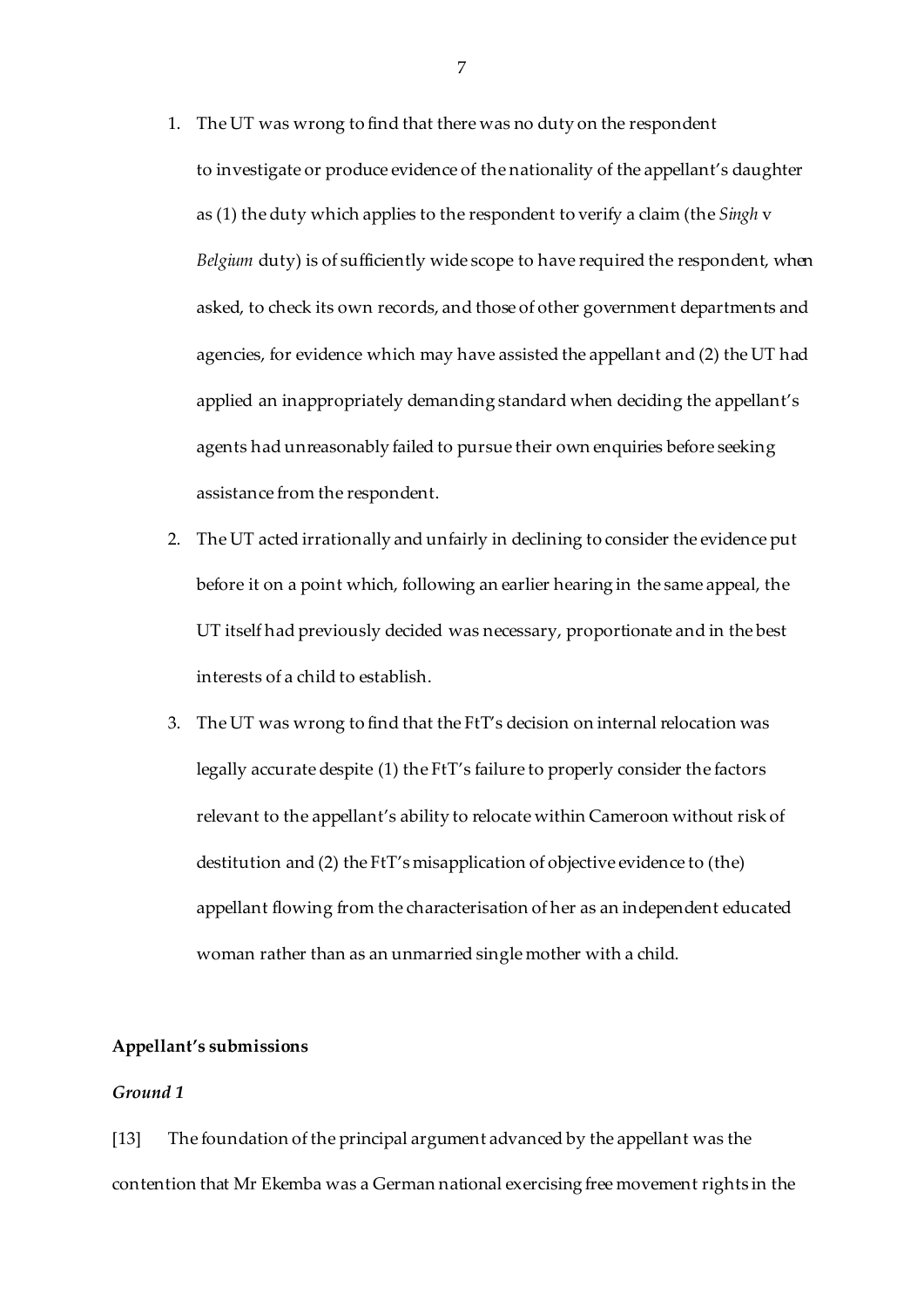1. The UT was wrong to find that there was no duty on the respondent to investigate or produce evidence of the nationality of the appellant's daughter as (1) the duty which applies to the respondent to verify a claim (the *Singh* v *Belgium* duty) is of sufficiently wide scope to have required the respondent, when asked, to check its own records, and those of other government departments and agencies, for evidence which may have assisted the appellant and (2) the UT had applied an inappropriately demanding standard when deciding the appellant's agents had unreasonably failed to pursue their own enquiries before seeking assistance from the respondent.
2. The UT acted irrationally and unfairly in declining to consider the evidence put before it on a point which, following an earlier hearing in the same appeal, the UT itself had previously decided was necessary, proportionate and in the best interests of a child to establish.
3. The UT was wrong to find that the FtT's decision on internal relocation was legally accurate despite (1) the FtT's failure to properly consider the factors relevant to the appellant's ability to relocate within Cameroon without risk of destitution and (2) the FtT's misapplication of objective evidence to (the) appellant flowing from the characterisation of her as an independent educated woman rather than as an unmarried single mother with a child.

**Appellant's submissions**

***Ground 1***

[13] The foundation of the principal argument advanced by the appellant was the contention that Mr Ekemba was a German national exercising free movement rights in the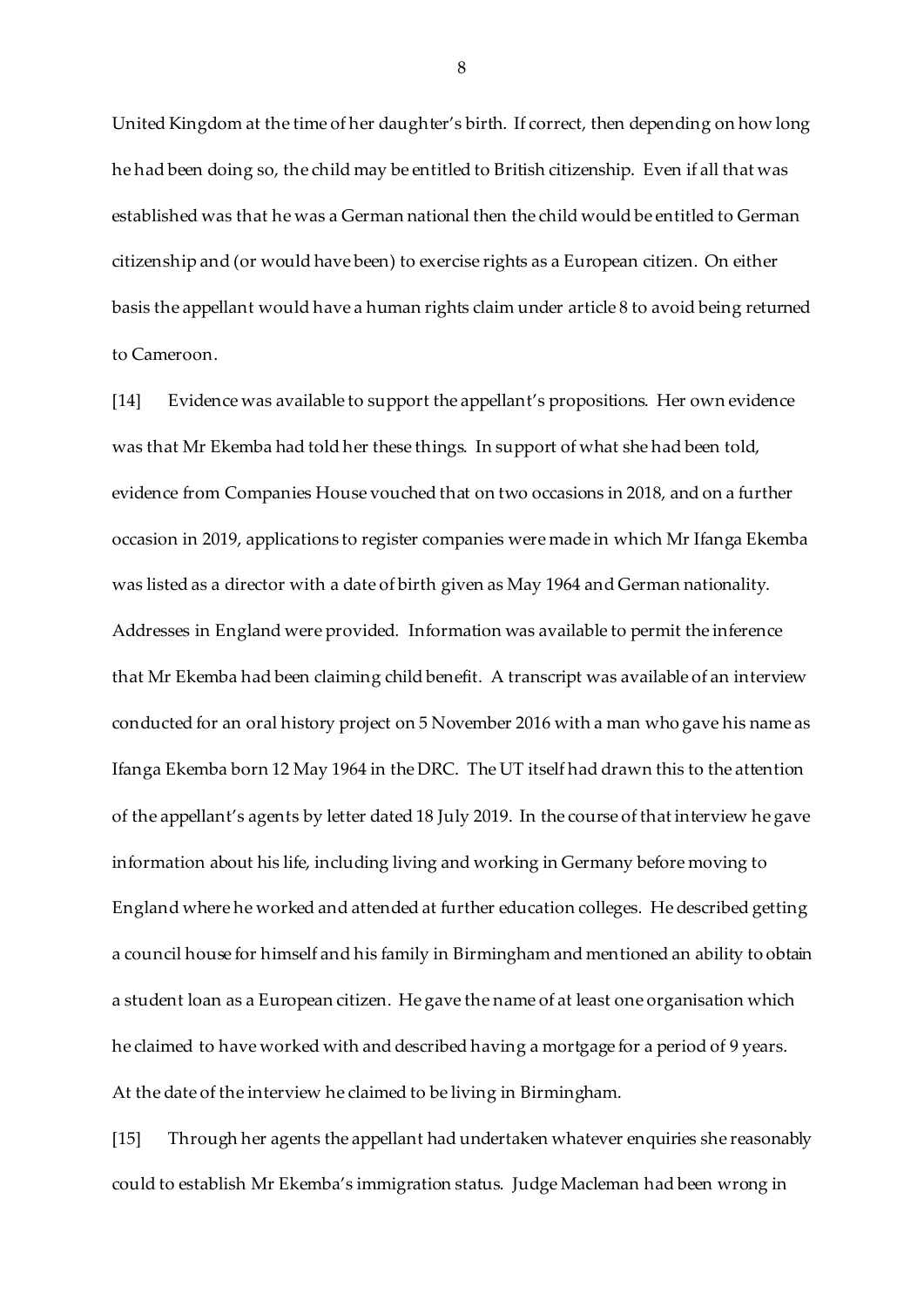United Kingdom at the time of her daughter's birth. If correct, then depending on how long he had been doing so, the child may be entitled to British citizenship. Even if all that was established was that he was a German national then the child would be entitled to German citizenship and (or would have been) to exercise rights as a European citizen. On either basis the appellant would have a human rights claim under article 8 to avoid being returned to Cameroon.

[14] Evidence was available to support the appellant's propositions. Her own evidence was that Mr Ekemba had told her these things. In support of what she had been told, evidence from Companies House vouched that on two occasions in 2018, and on a further occasion in 2019, applications to register companies were made in which Mr Ifanga Ekemba was listed as a director with a date of birth given as May 1964 and German nationality. Addresses in England were provided. Information was available to permit the inference that Mr Ekemba had been claiming child benefit. A transcript was available of an interview conducted for an oral history project on 5 November 2016 with a man who gave his name as Ifanga Ekemba born 12 May 1964 in the DRC. The UT itself had drawn this to the attention of the appellant's agents by letter dated 18 July 2019. In the course of that interview he gave information about his life, including living and working in Germany before moving to England where he worked and attended at further education colleges. He described getting a council house for himself and his family in Birmingham and mentioned an ability to obtain a student loan as a European citizen. He gave the name of at least one organisation which he claimed to have worked with and described having a mortgage for a period of 9 years. At the date of the interview he claimed to be living in Birmingham.

[15] Through her agents the appellant had undertaken whatever enquiries she reasonably could to establish Mr Ekemba's immigration status. Judge Macleman had been wrong in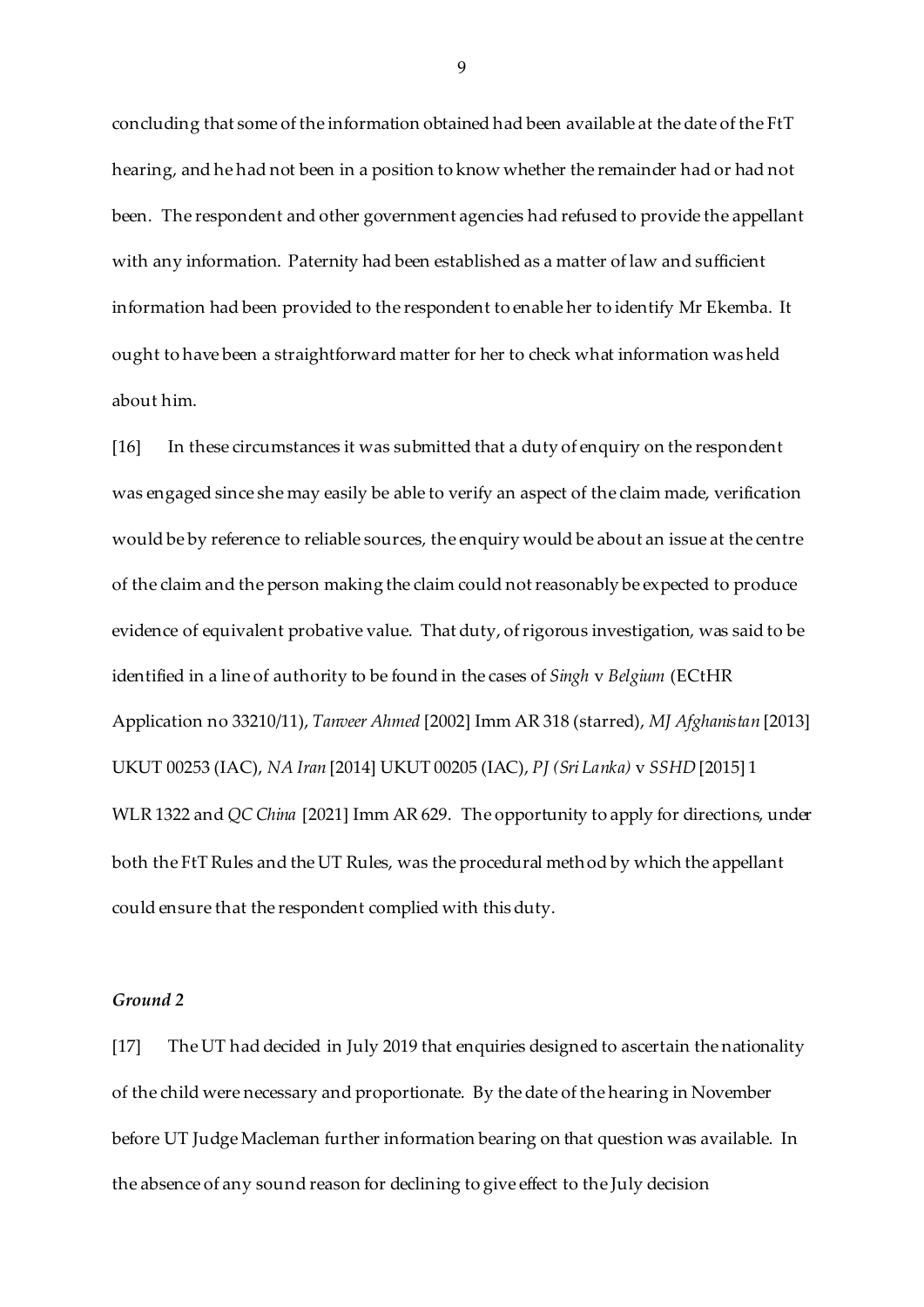concluding that some of the information obtained had been available at the date of the FtT hearing, and he had not been in a position to know whether the remainder had or had not been. The respondent and other government agencies had refused to provide the appellant with any information. Paternity had been established as a matter of law and sufficient information had been provided to the respondent to enable her to identify Mr Ekemba. It ought to have been a straightforward matter for her to check what information was held about him.

[16] In these circumstances it was submitted that a duty of enquiry on the respondent was engaged since she may easily be able to verify an aspect of the claim made, verification would be by reference to reliable sources, the enquiry would be about an issue at the centre of the claim and the person making the claim could not reasonably be expected to produce evidence of equivalent probative value. That duty, of rigorous investigation, was said to be identified in a line of authority to be found in the cases of *Singh* v *Belgium* (ECtHR Application no 33210/11), *Tanveer Ahmed* [2002] Imm AR 318 (starred), *MJ Afghanistan* [2013] UKUT 00253 (IAC), *NA Iran* [2014] UKUT 00205 (IAC), *PJ (Sri Lanka)* v *SSHD* [2015] 1 WLR 1322 and *QC China* [2021] Imm AR 629. The opportunity to apply for directions, under both the FtT Rules and the UT Rules, was the procedural method by which the appellant could ensure that the respondent complied with this duty.

### *Ground 2*

[17] The UT had decided in July 2019 that enquiries designed to ascertain the nationality of the child were necessary and proportionate. By the date of the hearing in November before UT Judge Macleman further information bearing on that question was available. In the absence of any sound reason for declining to give effect to the July decision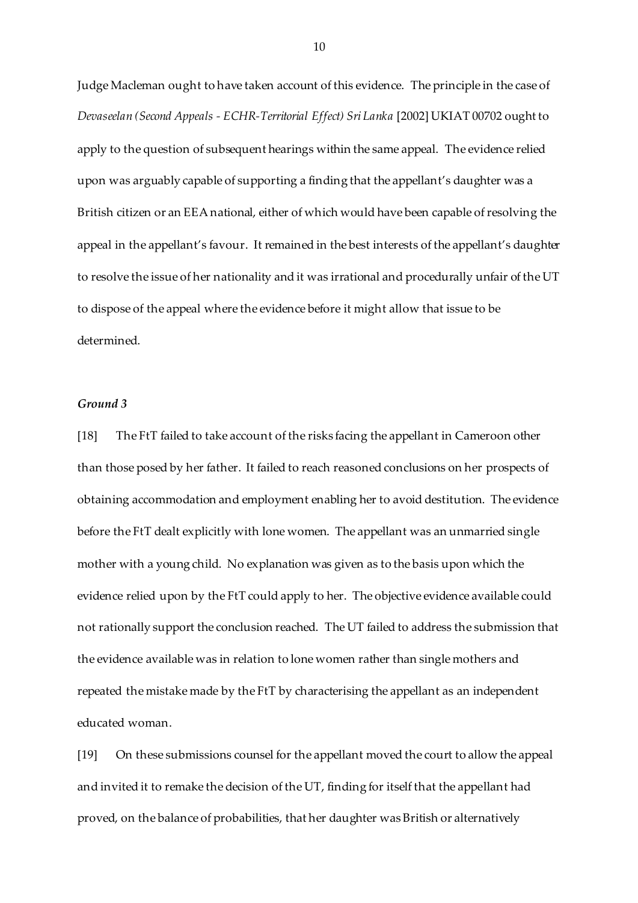Judge Macleman ought to have taken account of this evidence. The principle in the case of *Devaseelan (Second Appeals - ECHR-Territorial Effect) Sri Lanka* [2002] UKIAT 00702 ought to apply to the question of subsequent hearings within the same appeal. The evidence relied upon was arguably capable of supporting a finding that the appellant's daughter was a British citizen or an EEA national, either of which would have been capable of resolving the appeal in the appellant's favour. It remained in the best interests of the appellant's daughter to resolve the issue of her nationality and it was irrational and procedurally unfair of the UT to dispose of the appeal where the evidence before it might allow that issue to be determined.

***Ground 3***

[18] The FtT failed to take account of the risks facing the appellant in Cameroon other than those posed by her father. It failed to reach reasoned conclusions on her prospects of obtaining accommodation and employment enabling her to avoid destitution. The evidence before the FtT dealt explicitly with lone women. The appellant was an unmarried single mother with a young child. No explanation was given as to the basis upon which the evidence relied upon by the FtT could apply to her. The objective evidence available could not rationally support the conclusion reached. The UT failed to address the submission that the evidence available was in relation to lone women rather than single mothers and repeated the mistake made by the FtT by characterising the appellant as an independent educated woman.

[19] On these submissions counsel for the appellant moved the court to allow the appeal and invited it to remake the decision of the UT, finding for itself that the appellant had proved, on the balance of probabilities, that her daughter was British or alternatively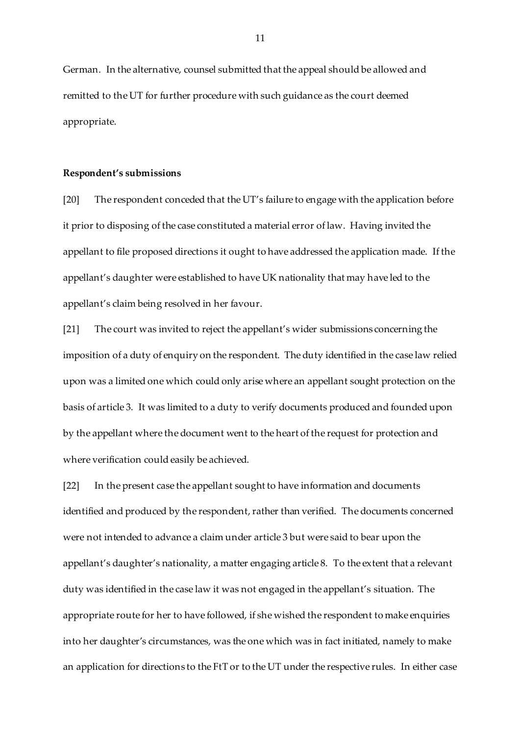German. In the alternative, counsel submitted that the appeal should be allowed and remitted to the UT for further procedure with such guidance as the court deemed appropriate.

**Respondent's submissions**

[20] The respondent conceded that the UT's failure to engage with the application before it prior to disposing of the case constituted a material error of law. Having invited the appellant to file proposed directions it ought to have addressed the application made. If the appellant's daughter were established to have UK nationality that may have led to the appellant's claim being resolved in her favour.

[21] The court was invited to reject the appellant's wider submissions concerning the imposition of a duty of enquiry on the respondent. The duty identified in the case law relied upon was a limited one which could only arise where an appellant sought protection on the basis of article 3. It was limited to a duty to verify documents produced and founded upon by the appellant where the document went to the heart of the request for protection and where verification could easily be achieved.

[22] In the present case the appellant sought to have information and documents identified and produced by the respondent, rather than verified. The documents concerned were not intended to advance a claim under article 3 but were said to bear upon the appellant's daughter's nationality, a matter engaging article 8. To the extent that a relevant duty was identified in the case law it was not engaged in the appellant's situation. The appropriate route for her to have followed, if she wished the respondent to make enquiries into her daughter's circumstances, was the one which was in fact initiated, namely to make an application for directions to the FtT or to the UT under the respective rules. In either case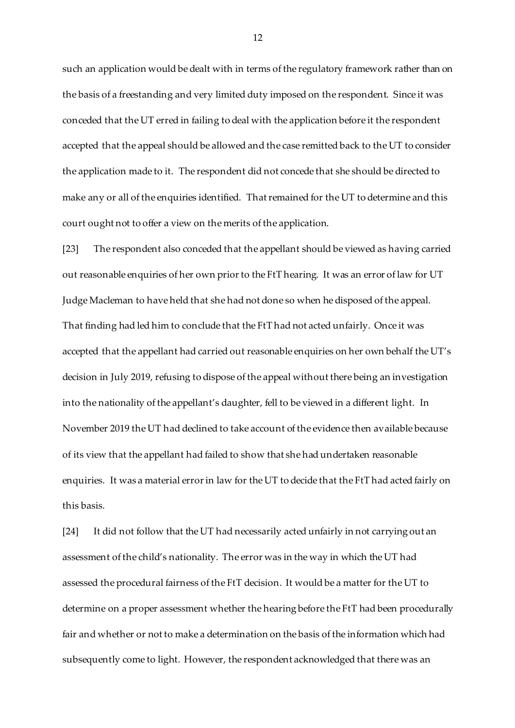such an application would be dealt with in terms of the regulatory framework rather than on the basis of a freestanding and very limited duty imposed on the respondent. Since it was conceded that the UT erred in failing to deal with the application before it the respondent accepted that the appeal should be allowed and the case remitted back to the UT to consider the application made to it. The respondent did not concede that she should be directed to make any or all of the enquiries identified. That remained for the UT to determine and this court ought not to offer a view on the merits of the application.

[23] The respondent also conceded that the appellant should be viewed as having carried out reasonable enquiries of her own prior to the FtT hearing. It was an error of law for UT Judge Macleman to have held that she had not done so when he disposed of the appeal. That finding had led him to conclude that the FtT had not acted unfairly. Once it was accepted that the appellant had carried out reasonable enquiries on her own behalf the UT's decision in July 2019, refusing to dispose of the appeal without there being an investigation into the nationality of the appellant's daughter, fell to be viewed in a different light. In November 2019 the UT had declined to take account of the evidence then available because of its view that the appellant had failed to show that she had undertaken reasonable enquiries. It was a material error in law for the UT to decide that the FtT had acted fairly on this basis.

[24] It did not follow that the UT had necessarily acted unfairly in not carrying out an assessment of the child's nationality. The error was in the way in which the UT had assessed the procedural fairness of the FtT decision. It would be a matter for the UT to determine on a proper assessment whether the hearing before the FtT had been procedurally fair and whether or not to make a determination on the basis of the information which had subsequently come to light. However, the respondent acknowledged that there was an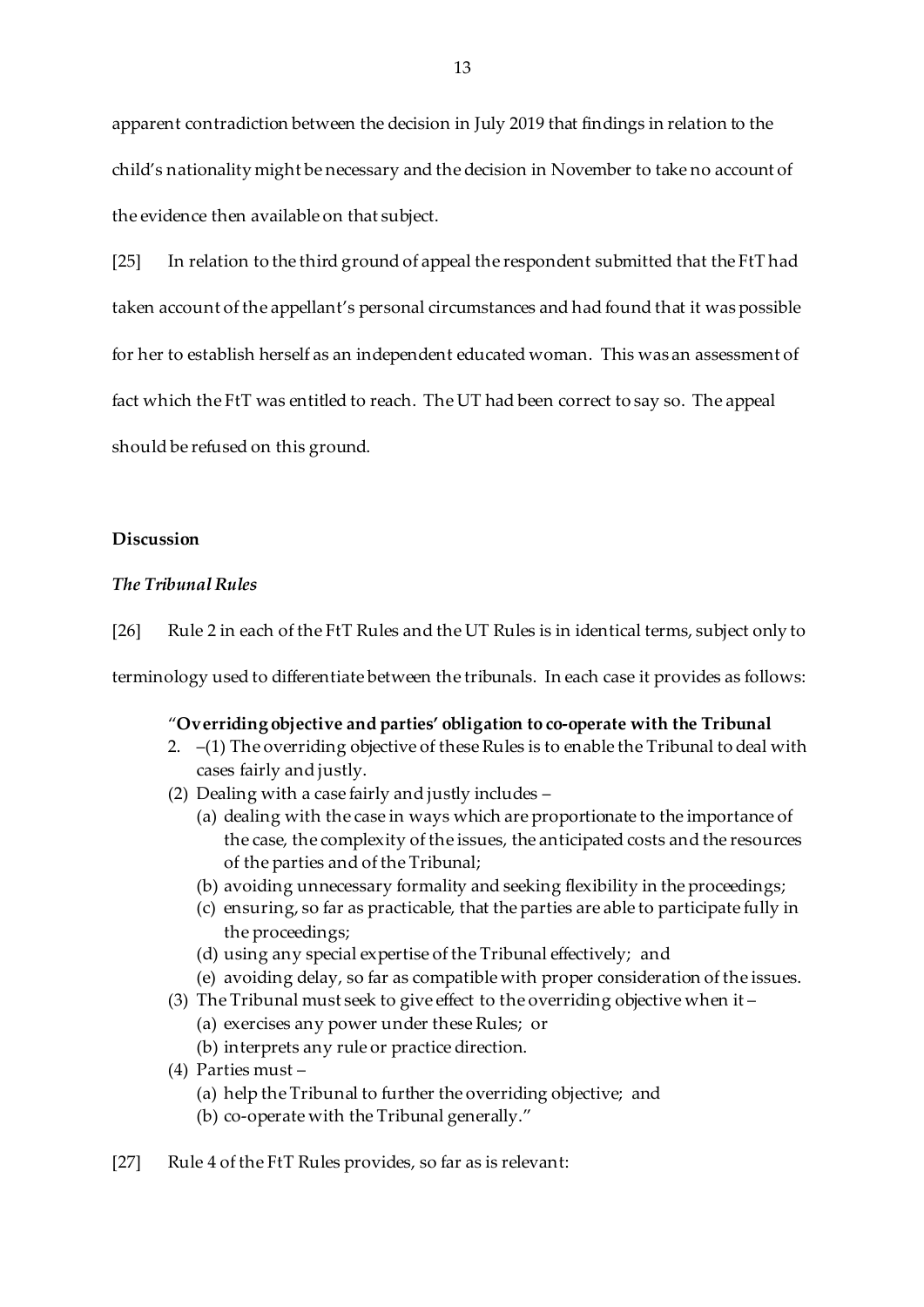apparent contradiction between the decision in July 2019 that findings in relation to the child's nationality might be necessary and the decision in November to take no account of the evidence then available on that subject.

[25] In relation to the third ground of appeal the respondent submitted that the FtT had taken account of the appellant's personal circumstances and had found that it was possible for her to establish herself as an independent educated woman. This was an assessment of fact which the FtT was entitled to reach. The UT had been correct to say so. The appeal should be refused on this ground.

## Discussion

### *The Tribunal Rules*

[26] Rule 2 in each of the FtT Rules and the UT Rules is in identical terms, subject only to terminology used to differentiate between the tribunals. In each case it provides as follows:

> "**Overriding objective and parties' obligation to co-operate with the Tribunal**
>
> 2. –(1) The overriding objective of these Rules is to enable the Tribunal to deal with cases fairly and justly.
>
> (2) Dealing with a case fairly and justly includes –
>
> (a) dealing with the case in ways which are proportionate to the importance of the case, the complexity of the issues, the anticipated costs and the resources of the parties and of the Tribunal;
>
> (b) avoiding unnecessary formality and seeking flexibility in the proceedings;
>
> (c) ensuring, so far as practicable, that the parties are able to participate fully in the proceedings;
>
> (d) using any special expertise of the Tribunal effectively; and
>
> (e) avoiding delay, so far as compatible with proper consideration of the issues.
>
> (3) The Tribunal must seek to give effect to the overriding objective when it –
>
> (a) exercises any power under these Rules; or
>
> (b) interprets any rule or practice direction.
>
> (4) Parties must –
>
> (a) help the Tribunal to further the overriding objective; and
>
> (b) co-operate with the Tribunal generally."

[27] Rule 4 of the FtT Rules provides, so far as is relevant: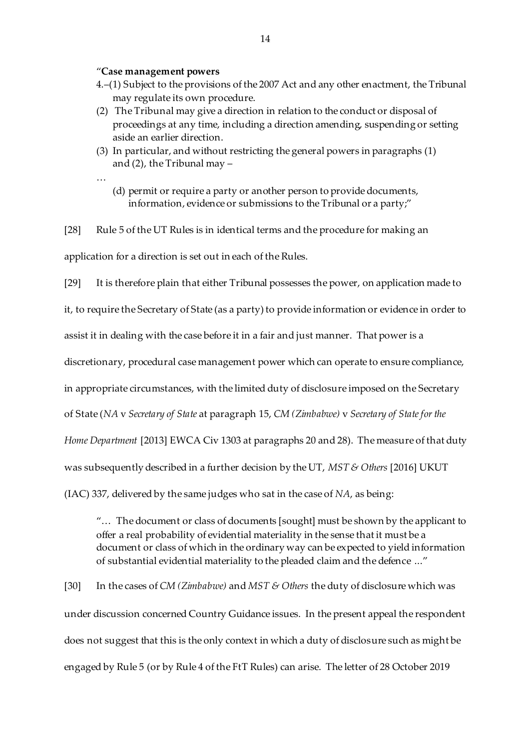> "**Case management powers**
>
> 4.–(1) Subject to the provisions of the 2007 Act and any other enactment, the Tribunal may regulate its own procedure.
>
> (2) The Tribunal may give a direction in relation to the conduct or disposal of proceedings at any time, including a direction amending, suspending or setting aside an earlier direction.
>
> (3) In particular, and without restricting the general powers in paragraphs (1) and (2), the Tribunal may –
>
> …
>
> (d) permit or require a party or another person to provide documents, information, evidence or submissions to the Tribunal or a party;"

[28] Rule 5 of the UT Rules is in identical terms and the procedure for making an application for a direction is set out in each of the Rules.

[29] It is therefore plain that either Tribunal possesses the power, on application made to it, to require the Secretary of State (as a party) to provide information or evidence in order to assist it in dealing with the case before it in a fair and just manner. That power is a discretionary, procedural case management power which can operate to ensure compliance, in appropriate circumstances, with the limited duty of disclosure imposed on the Secretary of State (*NA* v *Secretary of State* at paragraph 15, *CM (Zimbabwe)* v *Secretary of State for the Home Department* [2013] EWCA Civ 1303 at paragraphs 20 and 28). The measure of that duty was subsequently described in a further decision by the UT, *MST & Others* [2016] UKUT (IAC) 337, delivered by the same judges who sat in the case of *NA*, as being:

> "… The document or class of documents [sought] must be shown by the applicant to offer a real probability of evidential materiality in the sense that it must be a document or class of which in the ordinary way can be expected to yield information of substantial evidential materiality to the pleaded claim and the defence ..."

[30] In the cases of *CM (Zimbabwe)* and *MST & Others* the duty of disclosure which was under discussion concerned Country Guidance issues. In the present appeal the respondent does not suggest that this is the only context in which a duty of disclosure such as might be engaged by Rule 5 (or by Rule 4 of the FtT Rules) can arise. The letter of 28 October 2019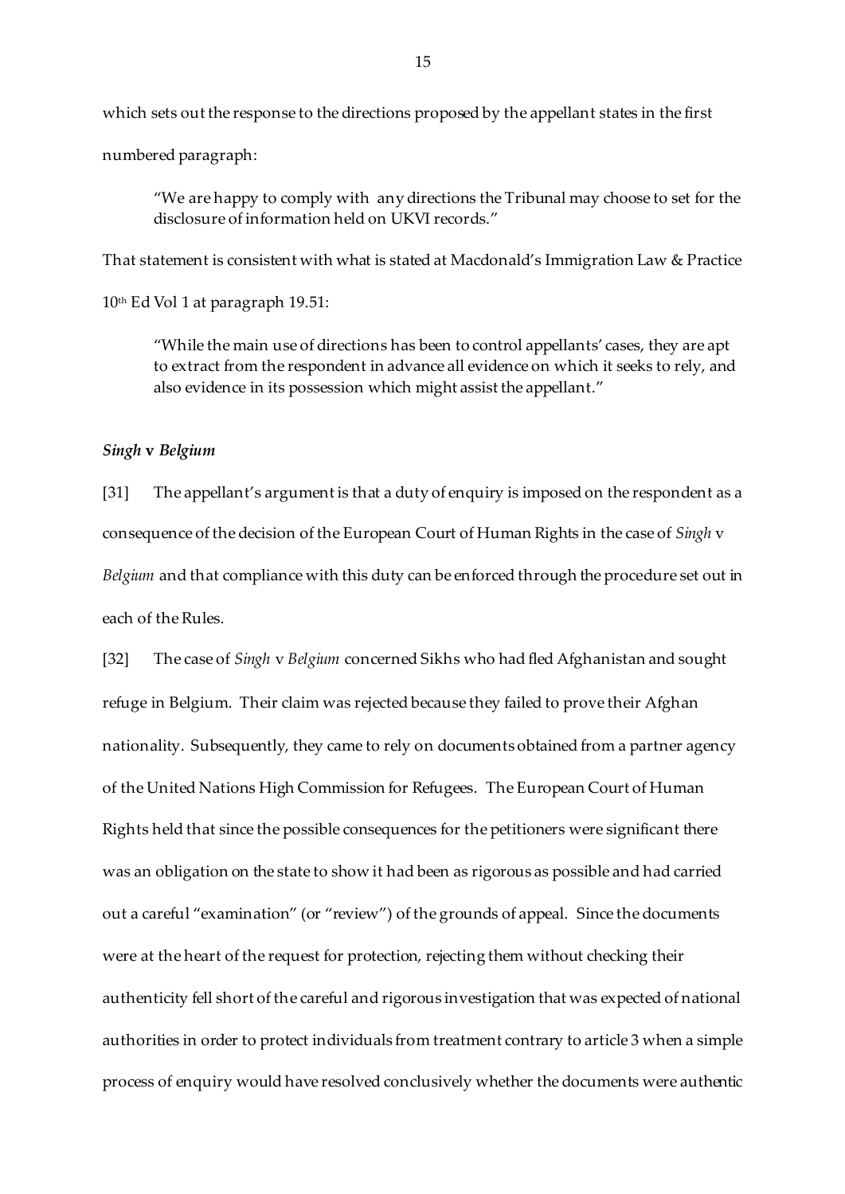which sets out the response to the directions proposed by the appellant states in the first numbered paragraph:

> "We are happy to comply with any directions the Tribunal may choose to set for the disclosure of information held on UKVI records."

That statement is consistent with what is stated at Macdonald's Immigration Law & Practice 10th Ed Vol 1 at paragraph 19.51:

> "While the main use of directions has been to control appellants' cases, they are apt to extract from the respondent in advance all evidence on which it seeks to rely, and also evidence in its possession which might assist the appellant."

### *Singh* v *Belgium*

[31] The appellant's argument is that a duty of enquiry is imposed on the respondent as a consequence of the decision of the European Court of Human Rights in the case of *Singh* v *Belgium* and that compliance with this duty can be enforced through the procedure set out in each of the Rules.

[32] The case of *Singh* v *Belgium* concerned Sikhs who had fled Afghanistan and sought refuge in Belgium. Their claim was rejected because they failed to prove their Afghan nationality. Subsequently, they came to rely on documents obtained from a partner agency of the United Nations High Commission for Refugees. The European Court of Human Rights held that since the possible consequences for the petitioners were significant there was an obligation on the state to show it had been as rigorous as possible and had carried out a careful "examination" (or "review") of the grounds of appeal. Since the documents were at the heart of the request for protection, rejecting them without checking their authenticity fell short of the careful and rigorous investigation that was expected of national authorities in order to protect individuals from treatment contrary to article 3 when a simple process of enquiry would have resolved conclusively whether the documents were authentic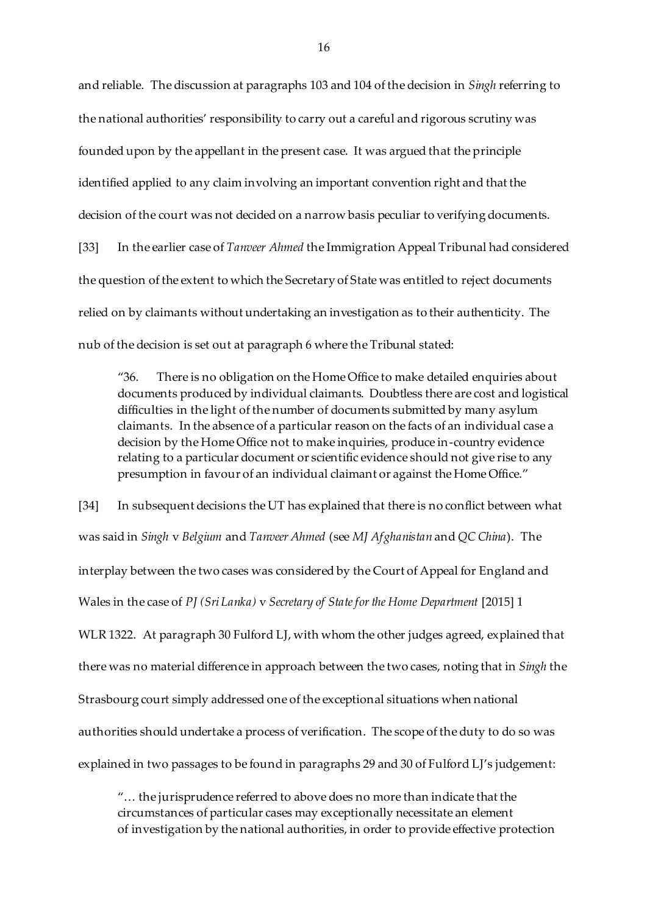and reliable. The discussion at paragraphs 103 and 104 of the decision in *Singh* referring to the national authorities' responsibility to carry out a careful and rigorous scrutiny was founded upon by the appellant in the present case. It was argued that the principle identified applied to any claim involving an important convention right and that the decision of the court was not decided on a narrow basis peculiar to verifying documents.

[33] In the earlier case of *Tanveer Ahmed* the Immigration Appeal Tribunal had considered the question of the extent to which the Secretary of State was entitled to reject documents relied on by claimants without undertaking an investigation as to their authenticity. The nub of the decision is set out at paragraph 6 where the Tribunal stated:

> "36. There is no obligation on the Home Office to make detailed enquiries about documents produced by individual claimants. Doubtless there are cost and logistical difficulties in the light of the number of documents submitted by many asylum claimants. In the absence of a particular reason on the facts of an individual case a decision by the Home Office not to make inquiries, produce in-country evidence relating to a particular document or scientific evidence should not give rise to any presumption in favour of an individual claimant or against the Home Office."

[34] In subsequent decisions the UT has explained that there is no conflict between what was said in *Singh* v *Belgium* and *Tanveer Ahmed* (see *MJ Afghanistan* and *QC China*). The interplay between the two cases was considered by the Court of Appeal for England and Wales in the case of *PJ (Sri Lanka)* v *Secretary of State for the Home Department* [2015] 1 WLR 1322. At paragraph 30 Fulford LJ, with whom the other judges agreed, explained that there was no material difference in approach between the two cases, noting that in *Singh* the Strasbourg court simply addressed one of the exceptional situations when national authorities should undertake a process of verification. The scope of the duty to do so was explained in two passages to be found in paragraphs 29 and 30 of Fulford LJ's judgement:

> "… the jurisprudence referred to above does no more than indicate that the circumstances of particular cases may exceptionally necessitate an element of investigation by the national authorities, in order to provide effective protection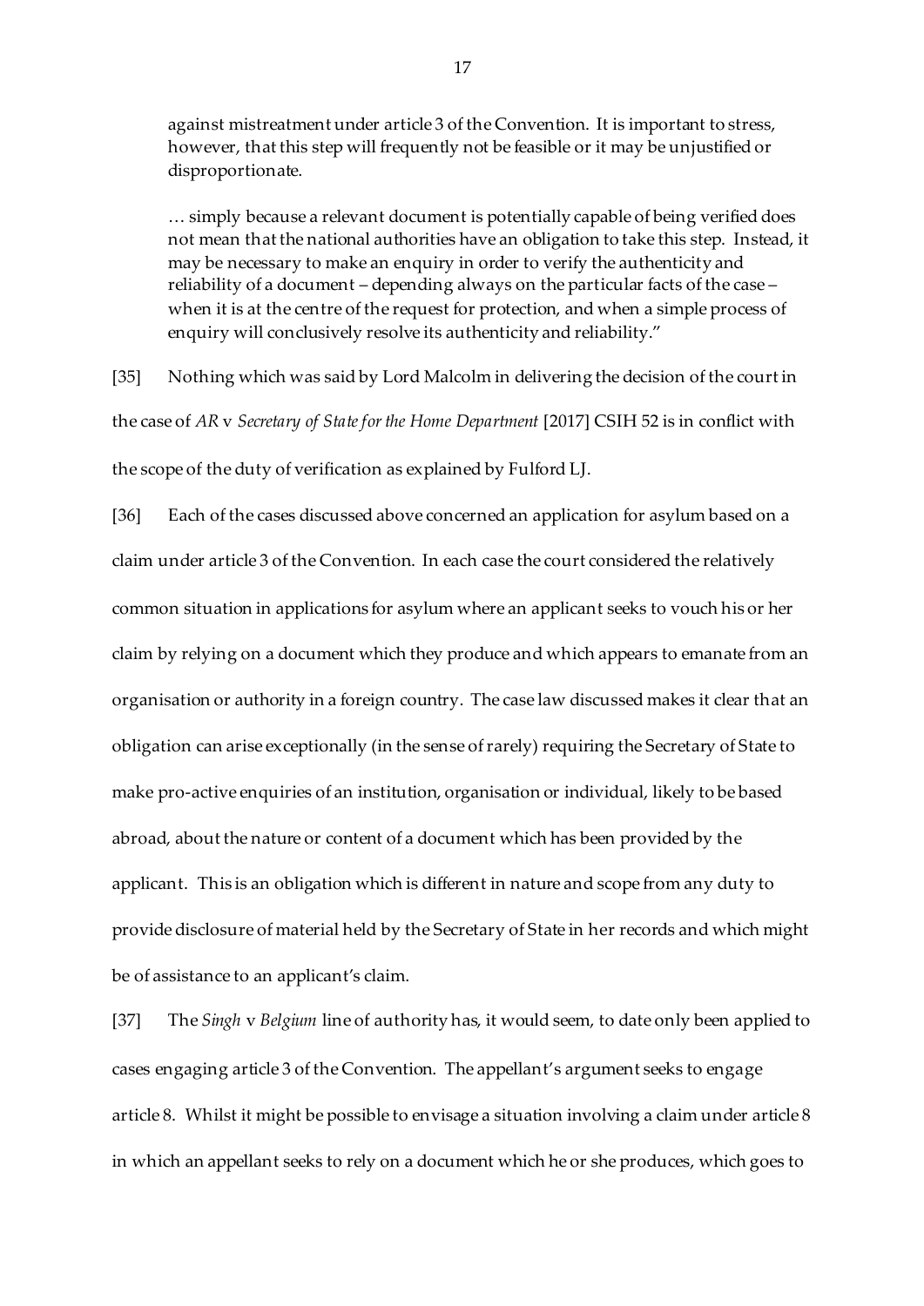> against mistreatment under article 3 of the Convention. It is important to stress, however, that this step will frequently not be feasible or it may be unjustified or disproportionate.
>
> … simply because a relevant document is potentially capable of being verified does not mean that the national authorities have an obligation to take this step. Instead, it may be necessary to make an enquiry in order to verify the authenticity and reliability of a document – depending always on the particular facts of the case – when it is at the centre of the request for protection, and when a simple process of enquiry will conclusively resolve its authenticity and reliability."

[35] Nothing which was said by Lord Malcolm in delivering the decision of the court in the case of *AR* v *Secretary of State for the Home Department* [2017] CSIH 52 is in conflict with the scope of the duty of verification as explained by Fulford LJ.

[36] Each of the cases discussed above concerned an application for asylum based on a claim under article 3 of the Convention. In each case the court considered the relatively common situation in applications for asylum where an applicant seeks to vouch his or her claim by relying on a document which they produce and which appears to emanate from an organisation or authority in a foreign country. The case law discussed makes it clear that an obligation can arise exceptionally (in the sense of rarely) requiring the Secretary of State to make pro-active enquiries of an institution, organisation or individual, likely to be based abroad, about the nature or content of a document which has been provided by the applicant. This is an obligation which is different in nature and scope from any duty to provide disclosure of material held by the Secretary of State in her records and which might be of assistance to an applicant's claim.

[37] The *Singh* v *Belgium* line of authority has, it would seem, to date only been applied to cases engaging article 3 of the Convention. The appellant's argument seeks to engage article 8. Whilst it might be possible to envisage a situation involving a claim under article 8 in which an appellant seeks to rely on a document which he or she produces, which goes to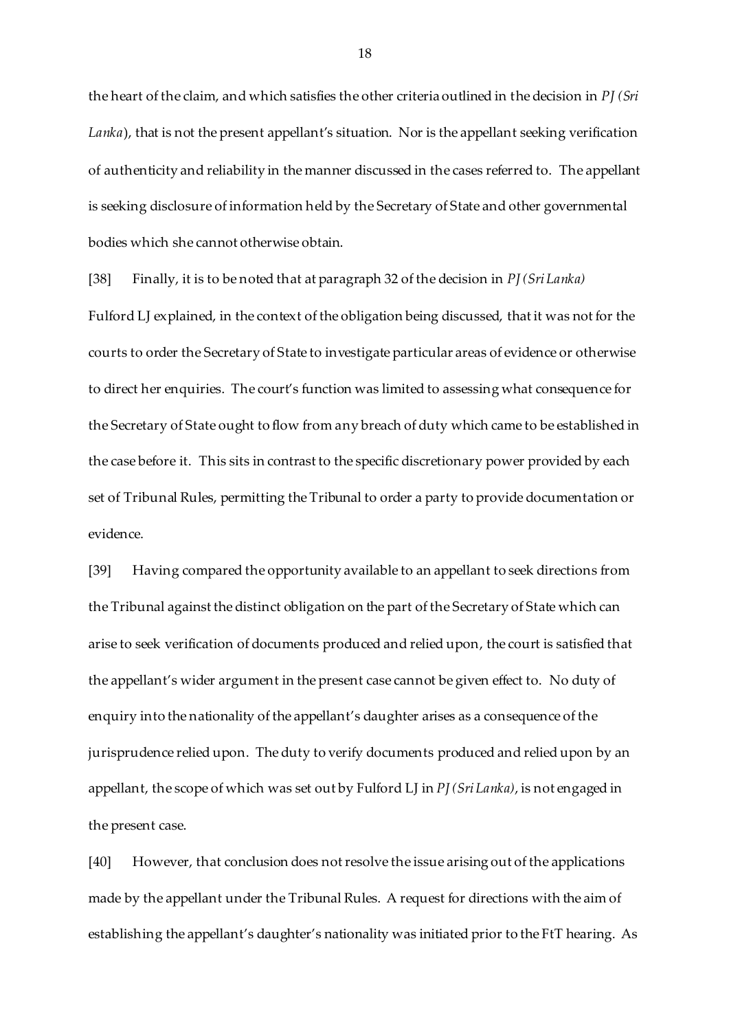the heart of the claim, and which satisfies the other criteria outlined in the decision in *PJ (Sri Lanka*), that is not the present appellant's situation. Nor is the appellant seeking verification of authenticity and reliability in the manner discussed in the cases referred to. The appellant is seeking disclosure of information held by the Secretary of State and other governmental bodies which she cannot otherwise obtain.

[38] Finally, it is to be noted that at paragraph 32 of the decision in *PJ (Sri Lanka)* Fulford LJ explained, in the context of the obligation being discussed, that it was not for the courts to order the Secretary of State to investigate particular areas of evidence or otherwise to direct her enquiries. The court's function was limited to assessing what consequence for the Secretary of State ought to flow from any breach of duty which came to be established in the case before it. This sits in contrast to the specific discretionary power provided by each set of Tribunal Rules, permitting the Tribunal to order a party to provide documentation or evidence.

[39] Having compared the opportunity available to an appellant to seek directions from the Tribunal against the distinct obligation on the part of the Secretary of State which can arise to seek verification of documents produced and relied upon, the court is satisfied that the appellant's wider argument in the present case cannot be given effect to. No duty of enquiry into the nationality of the appellant's daughter arises as a consequence of the jurisprudence relied upon. The duty to verify documents produced and relied upon by an appellant, the scope of which was set out by Fulford LJ in *PJ (Sri Lanka)*, is not engaged in the present case.

[40] However, that conclusion does not resolve the issue arising out of the applications made by the appellant under the Tribunal Rules. A request for directions with the aim of establishing the appellant's daughter's nationality was initiated prior to the FtT hearing. As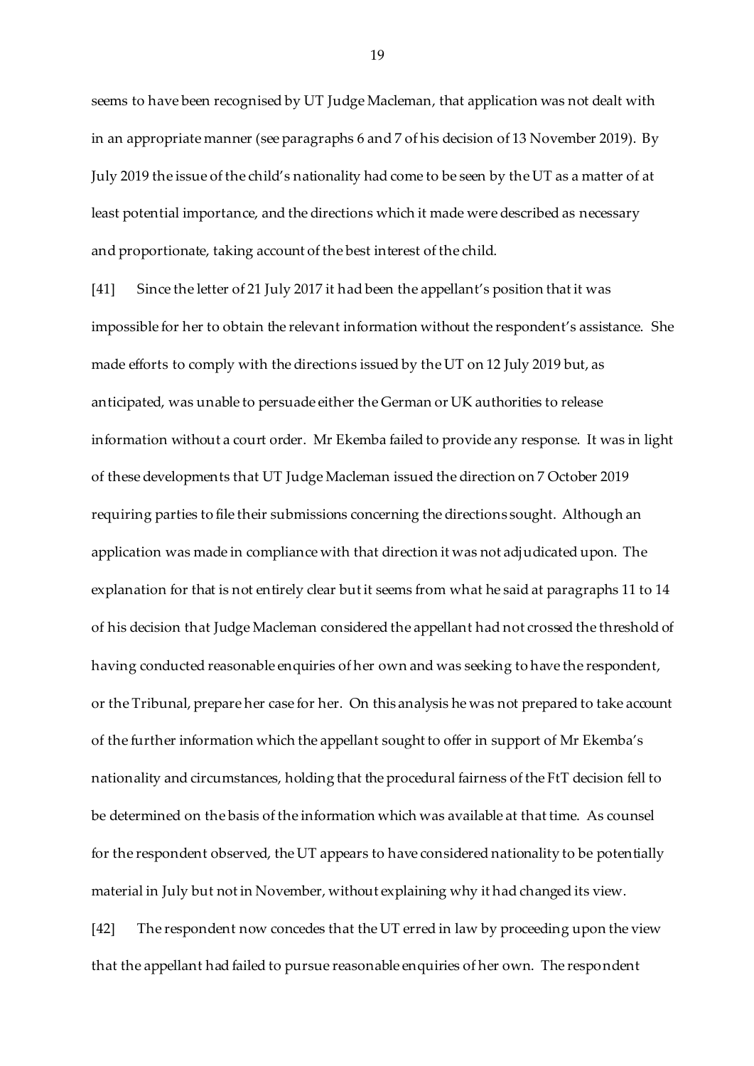seems to have been recognised by UT Judge Macleman, that application was not dealt with in an appropriate manner (see paragraphs 6 and 7 of his decision of 13 November 2019). By July 2019 the issue of the child's nationality had come to be seen by the UT as a matter of at least potential importance, and the directions which it made were described as necessary and proportionate, taking account of the best interest of the child.

[41] Since the letter of 21 July 2017 it had been the appellant's position that it was impossible for her to obtain the relevant information without the respondent's assistance. She made efforts to comply with the directions issued by the UT on 12 July 2019 but, as anticipated, was unable to persuade either the German or UK authorities to release information without a court order. Mr Ekemba failed to provide any response. It was in light of these developments that UT Judge Macleman issued the direction on 7 October 2019 requiring parties to file their submissions concerning the directions sought. Although an application was made in compliance with that direction it was not adjudicated upon. The explanation for that is not entirely clear but it seems from what he said at paragraphs 11 to 14 of his decision that Judge Macleman considered the appellant had not crossed the threshold of having conducted reasonable enquiries of her own and was seeking to have the respondent, or the Tribunal, prepare her case for her. On this analysis he was not prepared to take account of the further information which the appellant sought to offer in support of Mr Ekemba's nationality and circumstances, holding that the procedural fairness of the FtT decision fell to be determined on the basis of the information which was available at that time. As counsel for the respondent observed, the UT appears to have considered nationality to be potentially material in July but not in November, without explaining why it had changed its view.

[42] The respondent now concedes that the UT erred in law by proceeding upon the view that the appellant had failed to pursue reasonable enquiries of her own. The respondent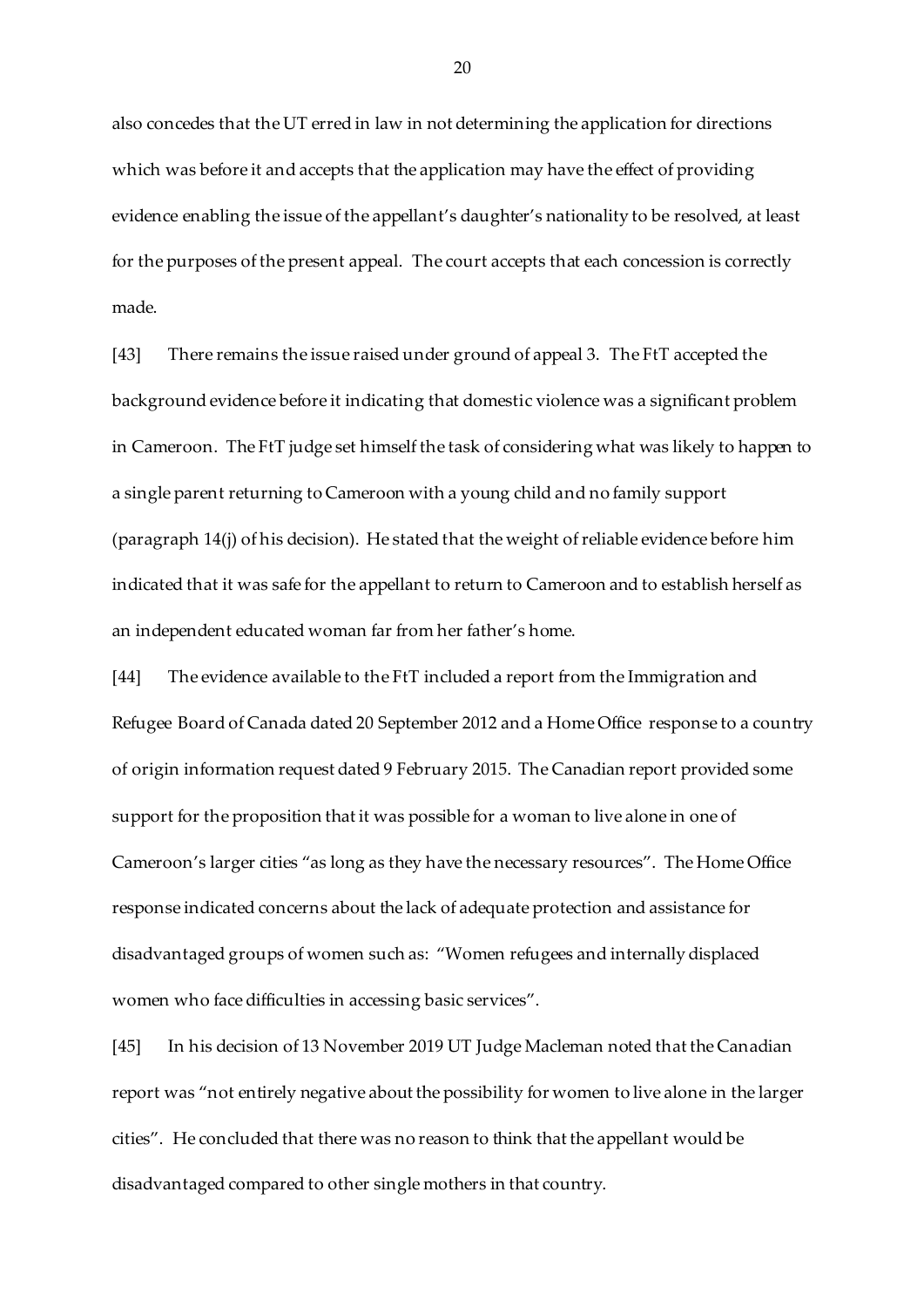also concedes that the UT erred in law in not determining the application for directions which was before it and accepts that the application may have the effect of providing evidence enabling the issue of the appellant's daughter's nationality to be resolved, at least for the purposes of the present appeal. The court accepts that each concession is correctly made.

[43] There remains the issue raised under ground of appeal 3. The FtT accepted the background evidence before it indicating that domestic violence was a significant problem in Cameroon. The FtT judge set himself the task of considering what was likely to happen to a single parent returning to Cameroon with a young child and no family support (paragraph 14(j) of his decision). He stated that the weight of reliable evidence before him indicated that it was safe for the appellant to return to Cameroon and to establish herself as an independent educated woman far from her father's home.

[44] The evidence available to the FtT included a report from the Immigration and Refugee Board of Canada dated 20 September 2012 and a Home Office response to a country of origin information request dated 9 February 2015. The Canadian report provided some support for the proposition that it was possible for a woman to live alone in one of Cameroon's larger cities "as long as they have the necessary resources". The Home Office response indicated concerns about the lack of adequate protection and assistance for disadvantaged groups of women such as: "Women refugees and internally displaced women who face difficulties in accessing basic services".

[45] In his decision of 13 November 2019 UT Judge Macleman noted that the Canadian report was "not entirely negative about the possibility for women to live alone in the larger cities". He concluded that there was no reason to think that the appellant would be disadvantaged compared to other single mothers in that country.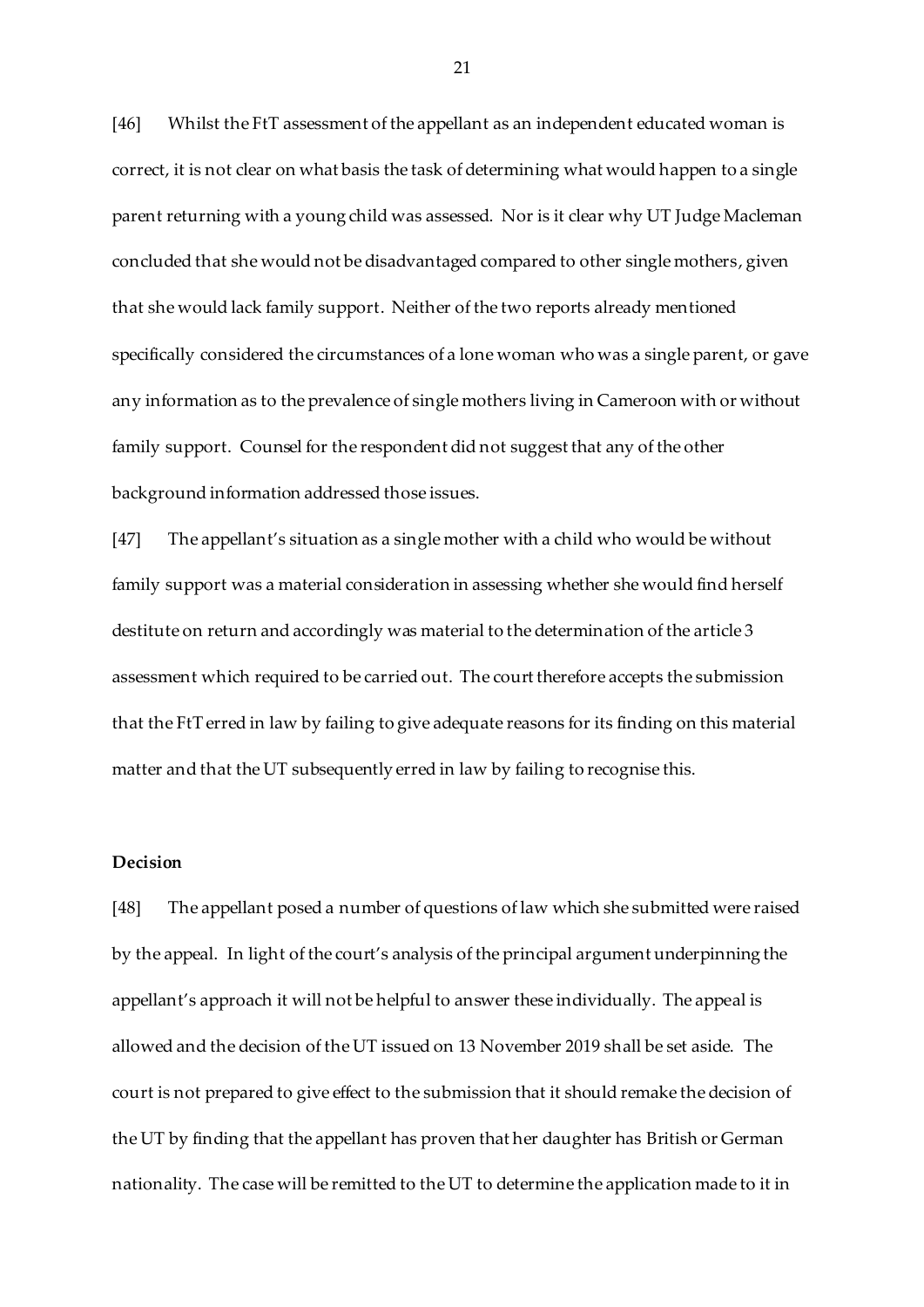[46] Whilst the FtT assessment of the appellant as an independent educated woman is correct, it is not clear on what basis the task of determining what would happen to a single parent returning with a young child was assessed. Nor is it clear why UT Judge Macleman concluded that she would not be disadvantaged compared to other single mothers, given that she would lack family support. Neither of the two reports already mentioned specifically considered the circumstances of a lone woman who was a single parent, or gave any information as to the prevalence of single mothers living in Cameroon with or without family support. Counsel for the respondent did not suggest that any of the other background information addressed those issues.

[47] The appellant's situation as a single mother with a child who would be without family support was a material consideration in assessing whether she would find herself destitute on return and accordingly was material to the determination of the article 3 assessment which required to be carried out. The court therefore accepts the submission that the FtT erred in law by failing to give adequate reasons for its finding on this material matter and that the UT subsequently erred in law by failing to recognise this.

**Decision**

[48] The appellant posed a number of questions of law which she submitted were raised by the appeal. In light of the court's analysis of the principal argument underpinning the appellant's approach it will not be helpful to answer these individually. The appeal is allowed and the decision of the UT issued on 13 November 2019 shall be set aside. The court is not prepared to give effect to the submission that it should remake the decision of the UT by finding that the appellant has proven that her daughter has British or German nationality. The case will be remitted to the UT to determine the application made to it in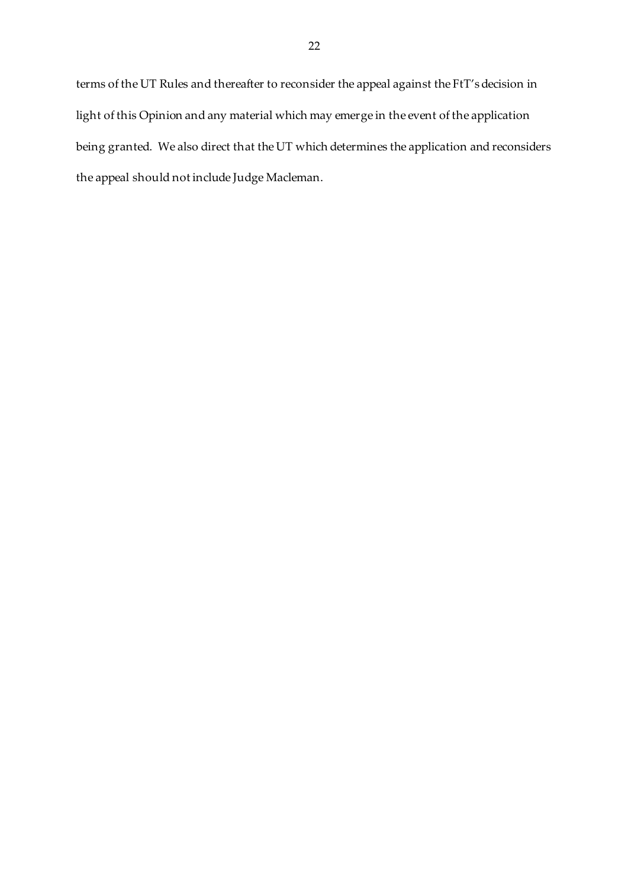terms of the UT Rules and thereafter to reconsider the appeal against the FtT's decision in light of this Opinion and any material which may emerge in the event of the application being granted. We also direct that the UT which determines the application and reconsiders the appeal should not include Judge Macleman.